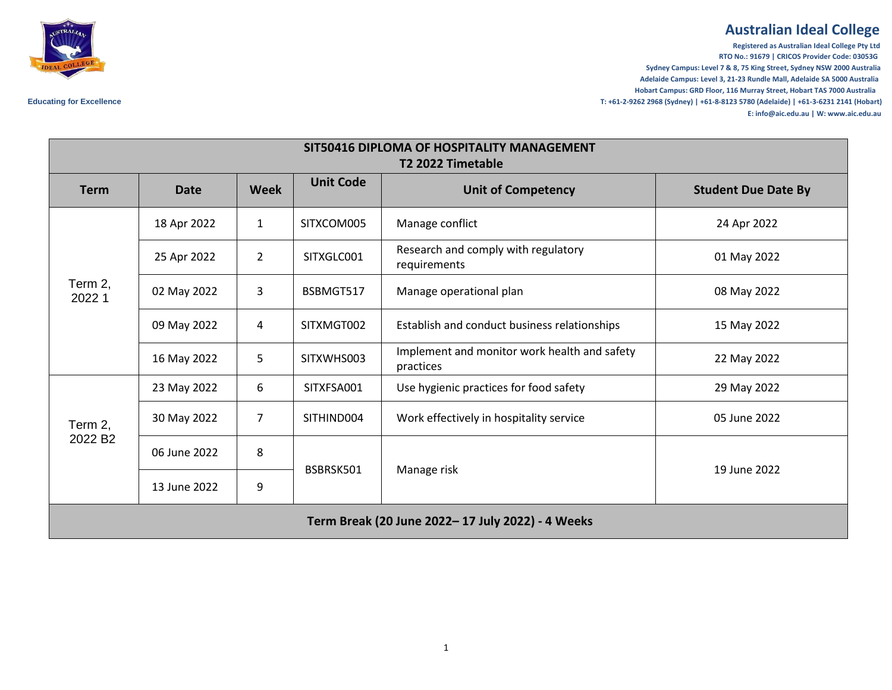**Australian Ideal College**

Registered as Australian Ideal College Pty Ltd
RTO No.: 91679 | CRICOS Provider Code: 03053G
Sydney Campus: Level 7 & 8, 75 King Street, Sydney NSW 2000 Australia
Adelaide Campus: Level 3, 21-23 Rundle Mall, Adelaide SA 5000 Australia
Hobart Campus: GRD Floor, 116 Murray Street, Hobart TAS 7000 Australia
T: +61-2-9262 2968 (Sydney) | +61-8-8123 5780 (Adelaide) | +61-3-6231 2141 (Hobart)
E: info@aic.edu.au | W: www.aic.edu.au

Educating for Excellence

| SIT50416 DIPLOMA OF HOSPITALITY MANAGEMENT T2 2022 Timetable | | | | | |
|---|---|---|---|---|---|
| **Term** | **Date** | **Week** | **Unit Code** | **Unit of Competency** | **Student Due Date By** |
| Term 2, 2022 1 | 18 Apr 2022 | 1 | SITXCOM005 | Manage conflict | 24 Apr 2022 |
| | 25 Apr 2022 | 2 | SITXGLC001 | Research and comply with regulatory requirements | 01 May 2022 |
| | 02 May 2022 | 3 | BSBMGT517 | Manage operational plan | 08 May 2022 |
| | 09 May 2022 | 4 | SITXMGT002 | Establish and conduct business relationships | 15 May 2022 |
| | 16 May 2022 | 5 | SITXWHS003 | Implement and monitor work health and safety practices | 22 May 2022 |
| Term 2, 2022 B2 | 23 May 2022 | 6 | SITXFSA001 | Use hygienic practices for food safety | 29 May 2022 |
| | 30 May 2022 | 7 | SITHIND004 | Work effectively in hospitality service | 05 June 2022 |
| | 06 June 2022 | 8 | BSBRSK501 | Manage risk | 19 June 2022 |
| | 13 June 2022 | 9 | | | |
| **Term Break (20 June 2022– 17 July 2022) - 4 Weeks** | | | | | |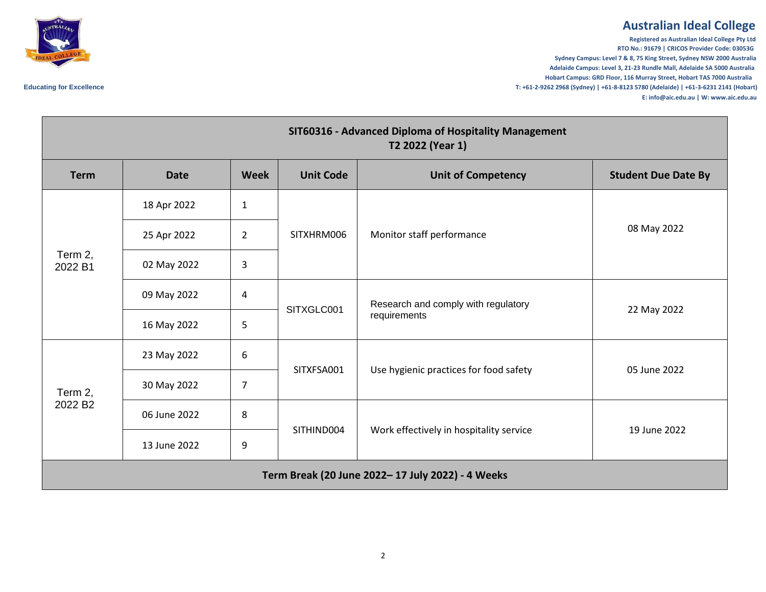**Australian Ideal College**

Registered as Australian Ideal College Pty Ltd
RTO No.: 91679 | CRICOS Provider Code: 03053G
Sydney Campus: Level 7 & 8, 75 King Street, Sydney NSW 2000 Australia
Adelaide Campus: Level 3, 21-23 Rundle Mall, Adelaide SA 5000 Australia
Hobart Campus: GRD Floor, 116 Murray Street, Hobart TAS 7000 Australia
T: +61-2-9262 2968 (Sydney) | +61-8-8123 5780 (Adelaide) | +61-3-6231 2141 (Hobart)
E: info@aic.edu.au | W: www.aic.edu.au

Educating for Excellence

| SIT60316 - Advanced Diploma of Hospitality Management<br>T2 2022 (Year 1) | | | | | |
|---|---|---|---|---|---|
| **Term** | **Date** | **Week** | **Unit Code** | **Unit of Competency** | **Student Due Date By** |
| Term 2, 2022 B1 | 18 Apr 2022 | 1 | SITXHRM006 | Monitor staff performance | 08 May 2022 |
| | 25 Apr 2022 | 2 | | | |
| | 02 May 2022 | 3 | | | |
| | 09 May 2022 | 4 | SITXGLC001 | Research and comply with regulatory requirements | 22 May 2022 |
| | 16 May 2022 | 5 | | | |
| Term 2, 2022 B2 | 23 May 2022 | 6 | SITXFSA001 | Use hygienic practices for food safety | 05 June 2022 |
| | 30 May 2022 | 7 | | | |
| | 06 June 2022 | 8 | SITHIND004 | Work effectively in hospitality service | 19 June 2022 |
| | 13 June 2022 | 9 | | | |
| **Term Break (20 June 2022– 17 July 2022) - 4 Weeks** | | | | | |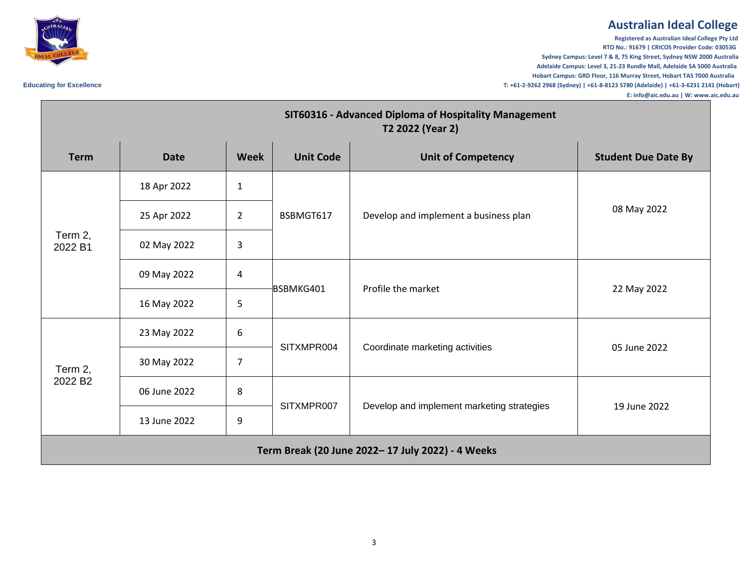**Australian Ideal College**

Registered as Australian Ideal College Pty Ltd
RTO No.: 91679 | CRICOS Provider Code: 03053G
Sydney Campus: Level 7 & 8, 75 King Street, Sydney NSW 2000 Australia
Adelaide Campus: Level 3, 21-23 Rundle Mall, Adelaide SA 5000 Australia
Hobart Campus: GRD Floor, 116 Murray Street, Hobart TAS 7000 Australia
T: +61-2-9262 2968 (Sydney) | +61-8-8123 5780 (Adelaide) | +61-3-6231 2141 (Hobart)
E: info@aic.edu.au | W: www.aic.edu.au

Educating for Excellence

**SIT60316 - Advanced Diploma of Hospitality Management**
**T2 2022 (Year 2)**

| Term | Date | Week | Unit Code | Unit of Competency | Student Due Date By |
|---|---|---|---|---|---|
| Term 2, 2022 B1 | 18 Apr 2022 | 1 | BSBMGT617 | Develop and implement a business plan | 08 May 2022 |
| | 25 Apr 2022 | 2 | | | |
| | 02 May 2022 | 3 | | | |
| | 09 May 2022 | 4 | BSBMKG401 | Profile the market | 22 May 2022 |
| | 16 May 2022 | 5 | | | |
| Term 2, 2022 B2 | 23 May 2022 | 6 | SITXMPR004 | Coordinate marketing activities | 05 June 2022 |
| | 30 May 2022 | 7 | | | |
| | 06 June 2022 | 8 | SITXMPR007 | Develop and implement marketing strategies | 19 June 2022 |
| | 13 June 2022 | 9 | | | |
| **Term Break (20 June 2022– 17 July 2022) - 4 Weeks** | | | | | |